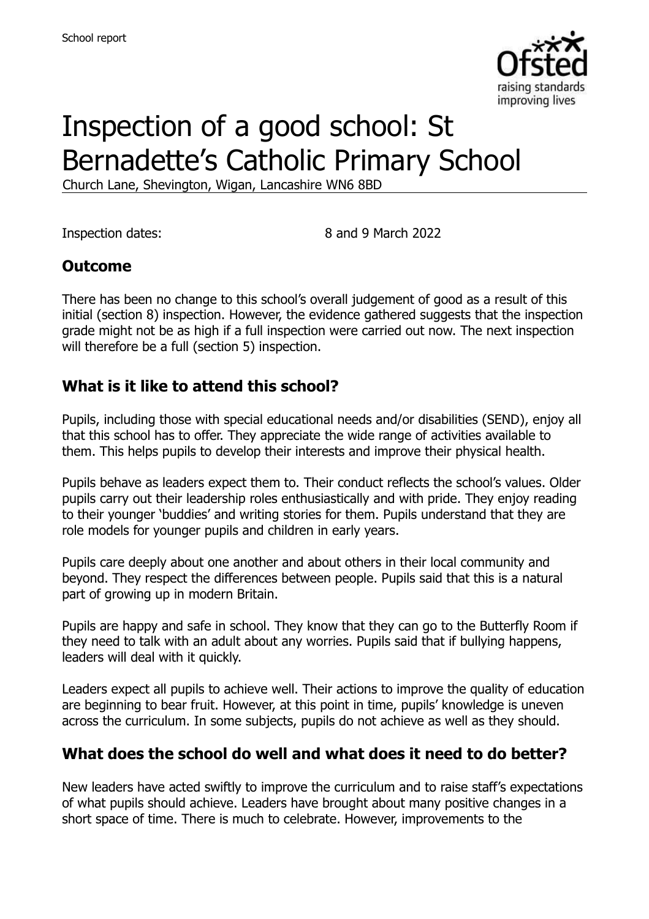School report

# Inspection of a good school: St Bernadette's Catholic Primary School

Church Lane, Shevington, Wigan, Lancashire WN6 8BD

Inspection dates: 8 and 9 March 2022

## Outcome

There has been no change to this school's overall judgement of good as a result of this initial (section 8) inspection. However, the evidence gathered suggests that the inspection grade might not be as high if a full inspection were carried out now. The next inspection will therefore be a full (section 5) inspection.

## What is it like to attend this school?

Pupils, including those with special educational needs and/or disabilities (SEND), enjoy all that this school has to offer. They appreciate the wide range of activities available to them. This helps pupils to develop their interests and improve their physical health.

Pupils behave as leaders expect them to. Their conduct reflects the school's values. Older pupils carry out their leadership roles enthusiastically and with pride. They enjoy reading to their younger 'buddies' and writing stories for them. Pupils understand that they are role models for younger pupils and children in early years.

Pupils care deeply about one another and about others in their local community and beyond. They respect the differences between people. Pupils said that this is a natural part of growing up in modern Britain.

Pupils are happy and safe in school. They know that they can go to the Butterfly Room if they need to talk with an adult about any worries. Pupils said that if bullying happens, leaders will deal with it quickly.

Leaders expect all pupils to achieve well. Their actions to improve the quality of education are beginning to bear fruit. However, at this point in time, pupils' knowledge is uneven across the curriculum. In some subjects, pupils do not achieve as well as they should.

## What does the school do well and what does it need to do better?

New leaders have acted swiftly to improve the curriculum and to raise staff's expectations of what pupils should achieve. Leaders have brought about many positive changes in a short space of time. There is much to celebrate. However, improvements to the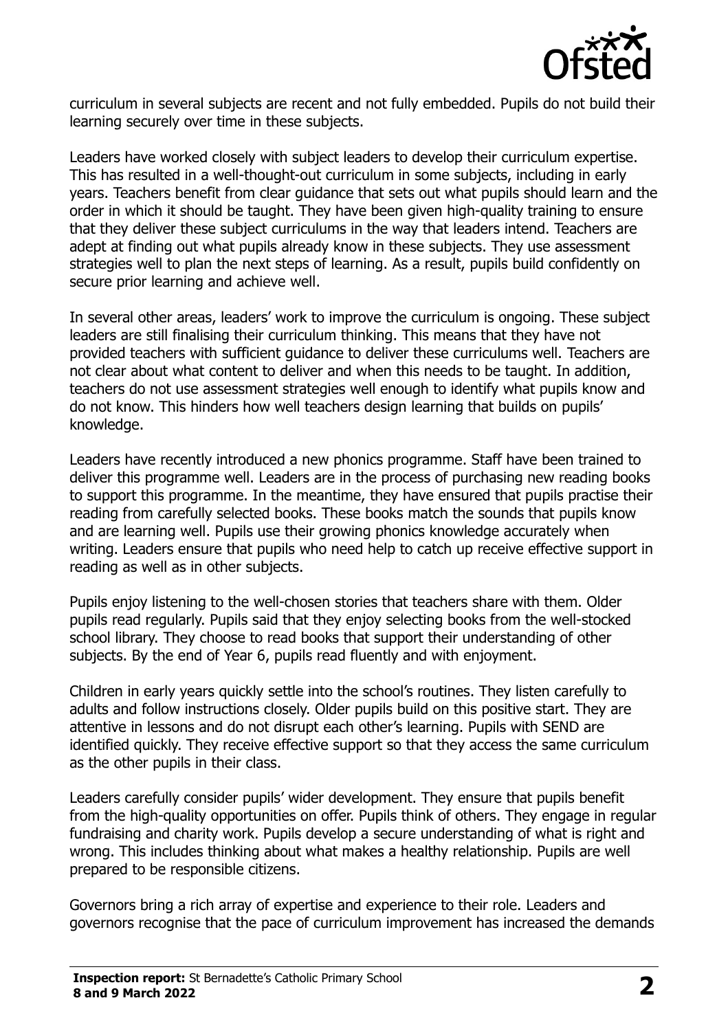curriculum in several subjects are recent and not fully embedded. Pupils do not build their learning securely over time in these subjects.

Leaders have worked closely with subject leaders to develop their curriculum expertise. This has resulted in a well-thought-out curriculum in some subjects, including in early years. Teachers benefit from clear guidance that sets out what pupils should learn and the order in which it should be taught. They have been given high-quality training to ensure that they deliver these subject curriculums in the way that leaders intend. Teachers are adept at finding out what pupils already know in these subjects. They use assessment strategies well to plan the next steps of learning. As a result, pupils build confidently on secure prior learning and achieve well.

In several other areas, leaders' work to improve the curriculum is ongoing. These subject leaders are still finalising their curriculum thinking. This means that they have not provided teachers with sufficient guidance to deliver these curriculums well. Teachers are not clear about what content to deliver and when this needs to be taught. In addition, teachers do not use assessment strategies well enough to identify what pupils know and do not know. This hinders how well teachers design learning that builds on pupils' knowledge.

Leaders have recently introduced a new phonics programme. Staff have been trained to deliver this programme well. Leaders are in the process of purchasing new reading books to support this programme. In the meantime, they have ensured that pupils practise their reading from carefully selected books. These books match the sounds that pupils know and are learning well. Pupils use their growing phonics knowledge accurately when writing. Leaders ensure that pupils who need help to catch up receive effective support in reading as well as in other subjects.

Pupils enjoy listening to the well-chosen stories that teachers share with them. Older pupils read regularly. Pupils said that they enjoy selecting books from the well-stocked school library. They choose to read books that support their understanding of other subjects. By the end of Year 6, pupils read fluently and with enjoyment.

Children in early years quickly settle into the school's routines. They listen carefully to adults and follow instructions closely. Older pupils build on this positive start. They are attentive in lessons and do not disrupt each other's learning. Pupils with SEND are identified quickly. They receive effective support so that they access the same curriculum as the other pupils in their class.

Leaders carefully consider pupils' wider development. They ensure that pupils benefit from the high-quality opportunities on offer. Pupils think of others. They engage in regular fundraising and charity work. Pupils develop a secure understanding of what is right and wrong. This includes thinking about what makes a healthy relationship. Pupils are well prepared to be responsible citizens.

Governors bring a rich array of expertise and experience to their role. Leaders and governors recognise that the pace of curriculum improvement has increased the demands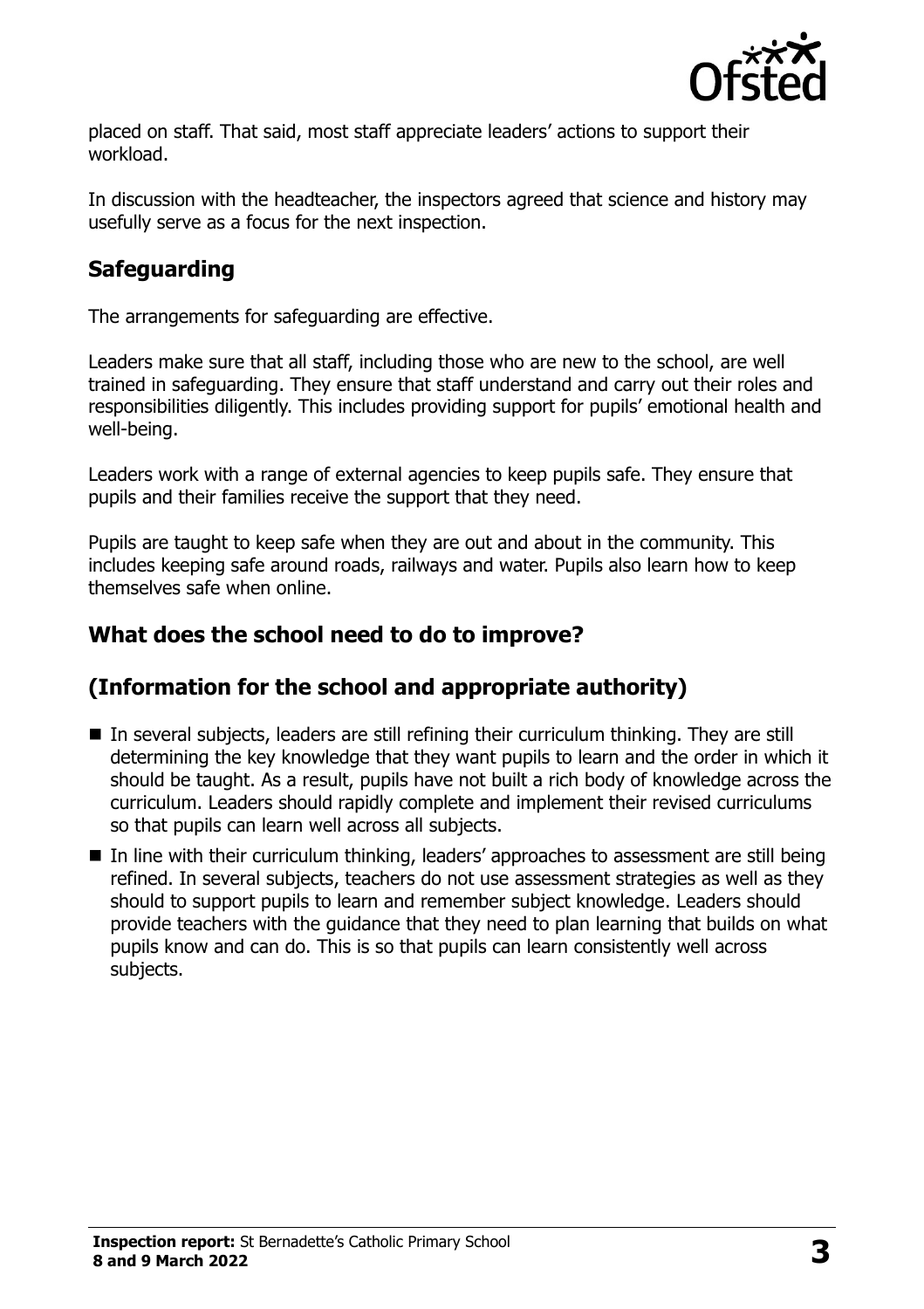placed on staff. That said, most staff appreciate leaders' actions to support their workload.

In discussion with the headteacher, the inspectors agreed that science and history may usefully serve as a focus for the next inspection.

## Safeguarding

The arrangements for safeguarding are effective.

Leaders make sure that all staff, including those who are new to the school, are well trained in safeguarding. They ensure that staff understand and carry out their roles and responsibilities diligently. This includes providing support for pupils' emotional health and well-being.

Leaders work with a range of external agencies to keep pupils safe. They ensure that pupils and their families receive the support that they need.

Pupils are taught to keep safe when they are out and about in the community. This includes keeping safe around roads, railways and water. Pupils also learn how to keep themselves safe when online.

## What does the school need to do to improve?

## (Information for the school and appropriate authority)

- In several subjects, leaders are still refining their curriculum thinking. They are still determining the key knowledge that they want pupils to learn and the order in which it should be taught. As a result, pupils have not built a rich body of knowledge across the curriculum. Leaders should rapidly complete and implement their revised curriculums so that pupils can learn well across all subjects.
- In line with their curriculum thinking, leaders' approaches to assessment are still being refined. In several subjects, teachers do not use assessment strategies as well as they should to support pupils to learn and remember subject knowledge. Leaders should provide teachers with the guidance that they need to plan learning that builds on what pupils know and can do. This is so that pupils can learn consistently well across subjects.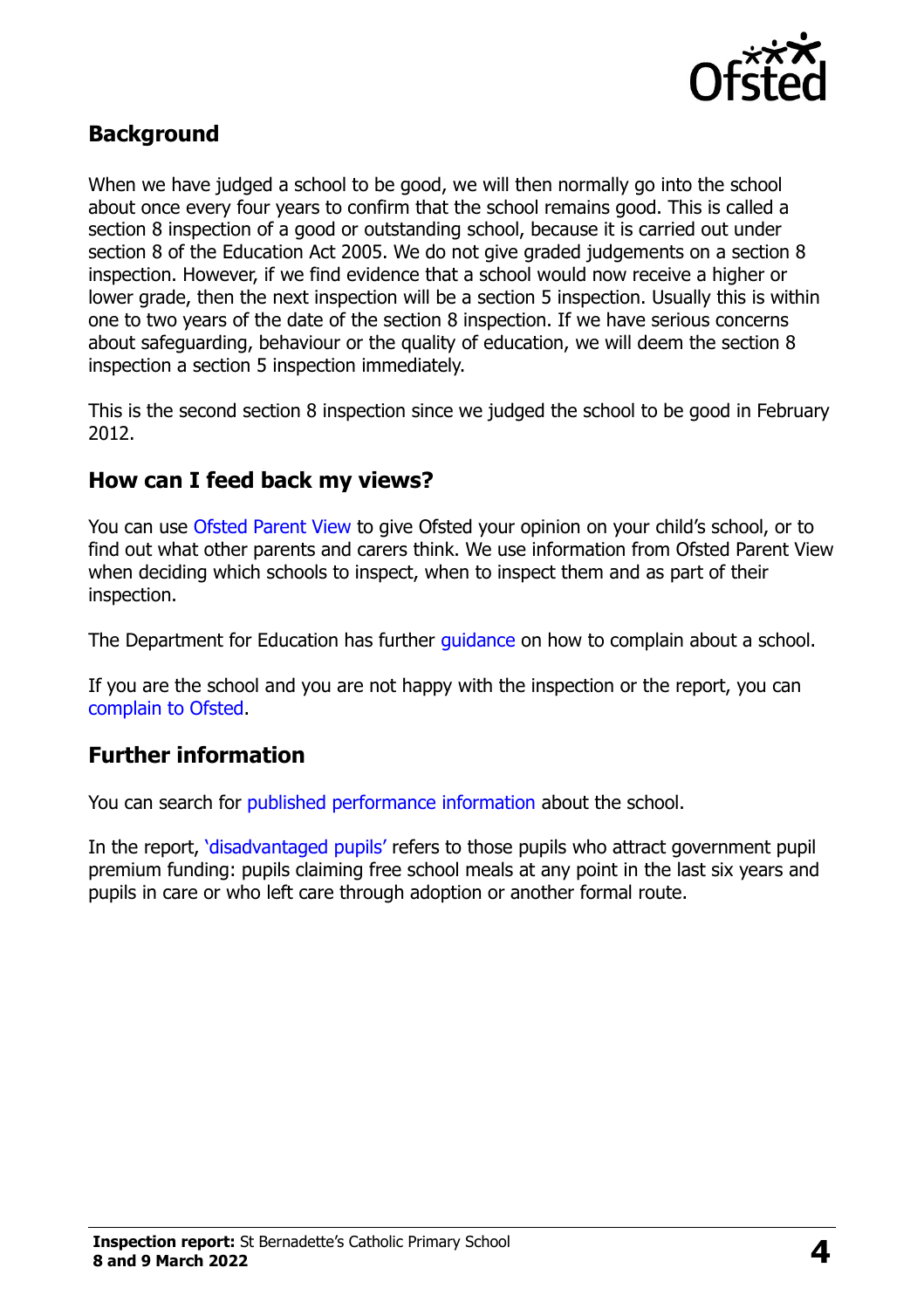## Background

When we have judged a school to be good, we will then normally go into the school about once every four years to confirm that the school remains good. This is called a section 8 inspection of a good or outstanding school, because it is carried out under section 8 of the Education Act 2005. We do not give graded judgements on a section 8 inspection. However, if we find evidence that a school would now receive a higher or lower grade, then the next inspection will be a section 5 inspection. Usually this is within one to two years of the date of the section 8 inspection. If we have serious concerns about safeguarding, behaviour or the quality of education, we will deem the section 8 inspection a section 5 inspection immediately.

This is the second section 8 inspection since we judged the school to be good in February 2012.

## How can I feed back my views?

You can use Ofsted Parent View to give Ofsted your opinion on your child's school, or to find out what other parents and carers think. We use information from Ofsted Parent View when deciding which schools to inspect, when to inspect them and as part of their inspection.

The Department for Education has further guidance on how to complain about a school.

If you are the school and you are not happy with the inspection or the report, you can complain to Ofsted.

## Further information

You can search for published performance information about the school.

In the report, 'disadvantaged pupils' refers to those pupils who attract government pupil premium funding: pupils claiming free school meals at any point in the last six years and pupils in care or who left care through adoption or another formal route.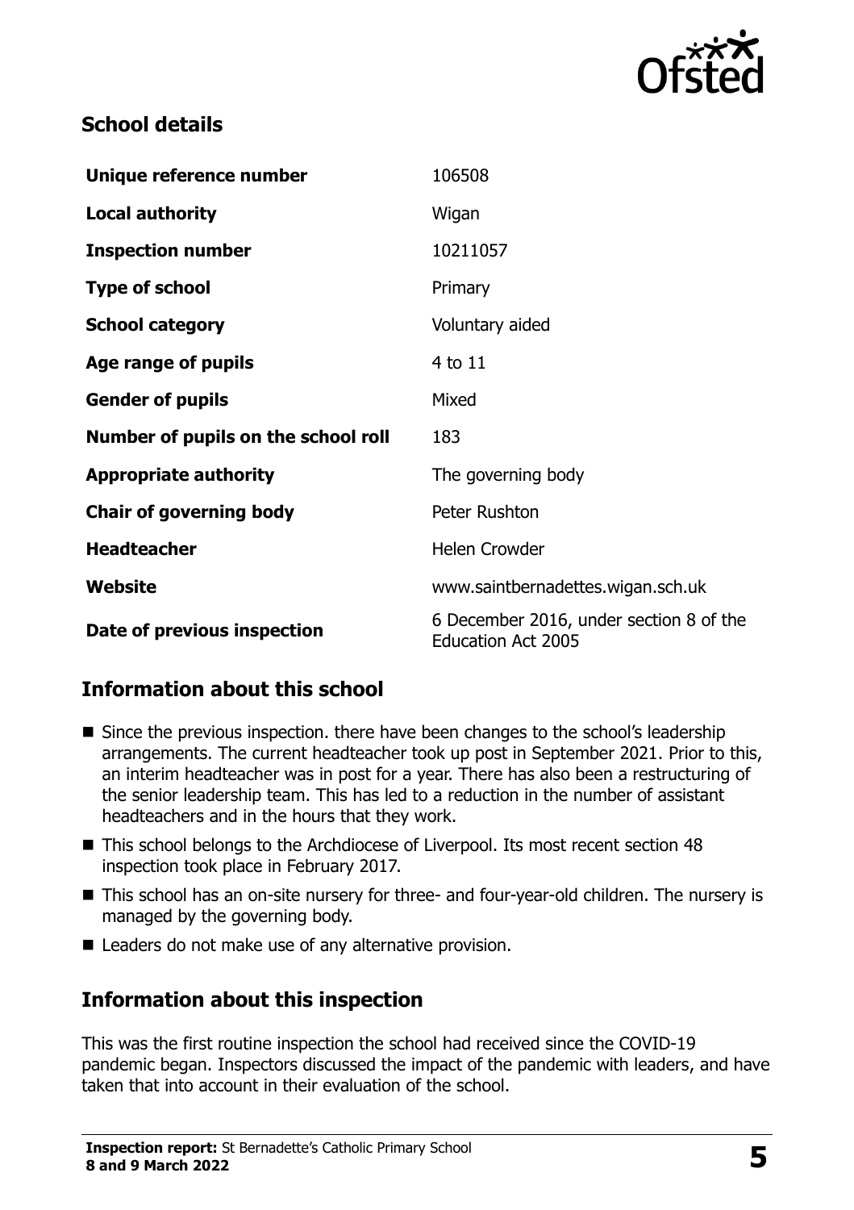## School details

| | |
|---|---|
| **Unique reference number** | 106508 |
| **Local authority** | Wigan |
| **Inspection number** | 10211057 |
| **Type of school** | Primary |
| **School category** | Voluntary aided |
| **Age range of pupils** | 4 to 11 |
| **Gender of pupils** | Mixed |
| **Number of pupils on the school roll** | 183 |
| **Appropriate authority** | The governing body |
| **Chair of governing body** | Peter Rushton |
| **Headteacher** | Helen Crowder |
| **Website** | www.saintbernadettes.wigan.sch.uk |
| **Date of previous inspection** | 6 December 2016, under section 8 of the Education Act 2005 |

## Information about this school

- Since the previous inspection. there have been changes to the school's leadership arrangements. The current headteacher took up post in September 2021. Prior to this, an interim headteacher was in post for a year. There has also been a restructuring of the senior leadership team. This has led to a reduction in the number of assistant headteachers and in the hours that they work.
- This school belongs to the Archdiocese of Liverpool. Its most recent section 48 inspection took place in February 2017.
- This school has an on-site nursery for three- and four-year-old children. The nursery is managed by the governing body.
- Leaders do not make use of any alternative provision.

## Information about this inspection

This was the first routine inspection the school had received since the COVID-19 pandemic began. Inspectors discussed the impact of the pandemic with leaders, and have taken that into account in their evaluation of the school.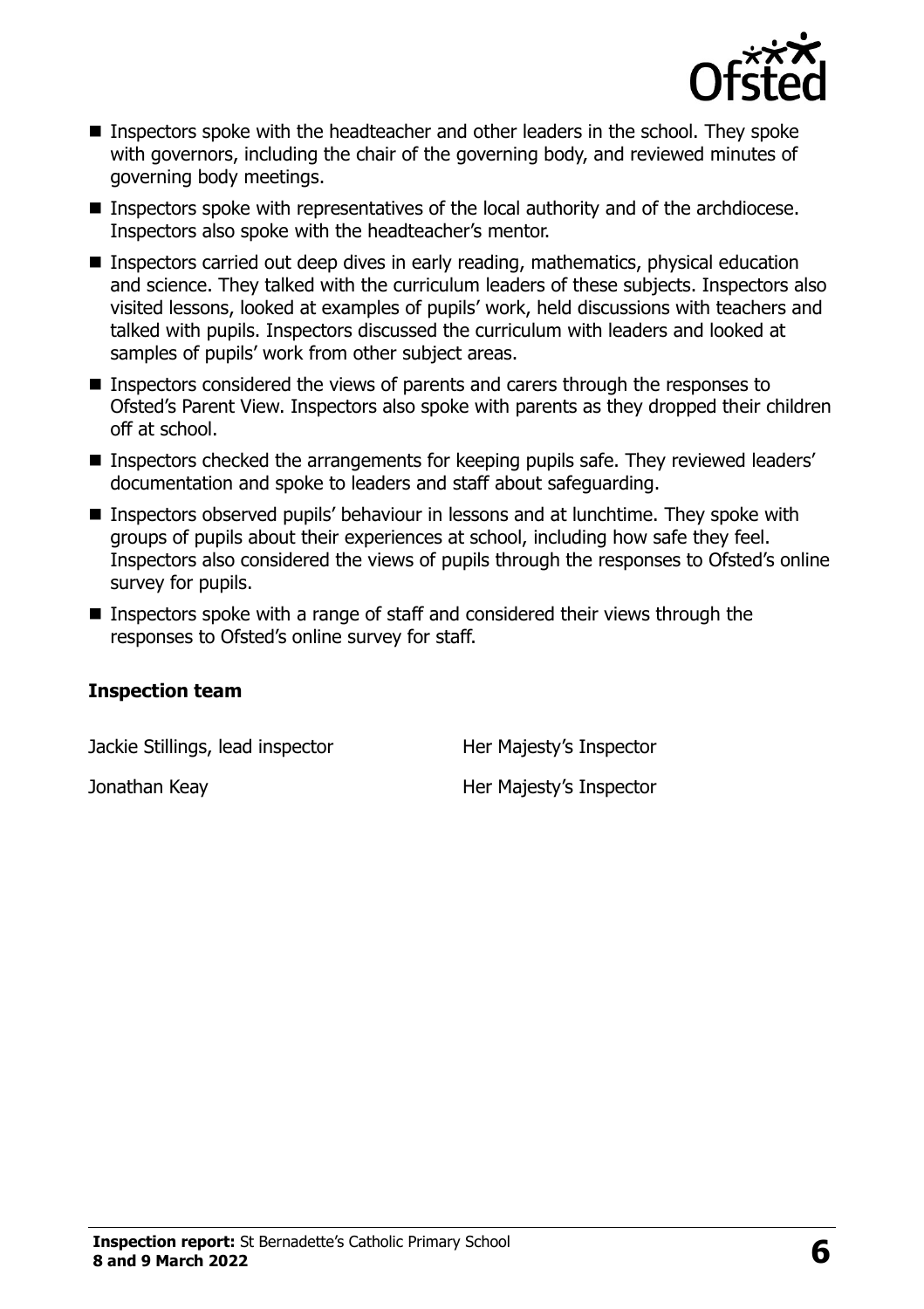- Inspectors spoke with the headteacher and other leaders in the school. They spoke with governors, including the chair of the governing body, and reviewed minutes of governing body meetings.
- Inspectors spoke with representatives of the local authority and of the archdiocese. Inspectors also spoke with the headteacher's mentor.
- Inspectors carried out deep dives in early reading, mathematics, physical education and science. They talked with the curriculum leaders of these subjects. Inspectors also visited lessons, looked at examples of pupils' work, held discussions with teachers and talked with pupils. Inspectors discussed the curriculum with leaders and looked at samples of pupils' work from other subject areas.
- Inspectors considered the views of parents and carers through the responses to Ofsted's Parent View. Inspectors also spoke with parents as they dropped their children off at school.
- Inspectors checked the arrangements for keeping pupils safe. They reviewed leaders' documentation and spoke to leaders and staff about safeguarding.
- Inspectors observed pupils' behaviour in lessons and at lunchtime. They spoke with groups of pupils about their experiences at school, including how safe they feel. Inspectors also considered the views of pupils through the responses to Ofsted's online survey for pupils.
- Inspectors spoke with a range of staff and considered their views through the responses to Ofsted's online survey for staff.

### Inspection team

| | |
|---|---|
| Jackie Stillings, lead inspector | Her Majesty's Inspector |
| Jonathan Keay | Her Majesty's Inspector |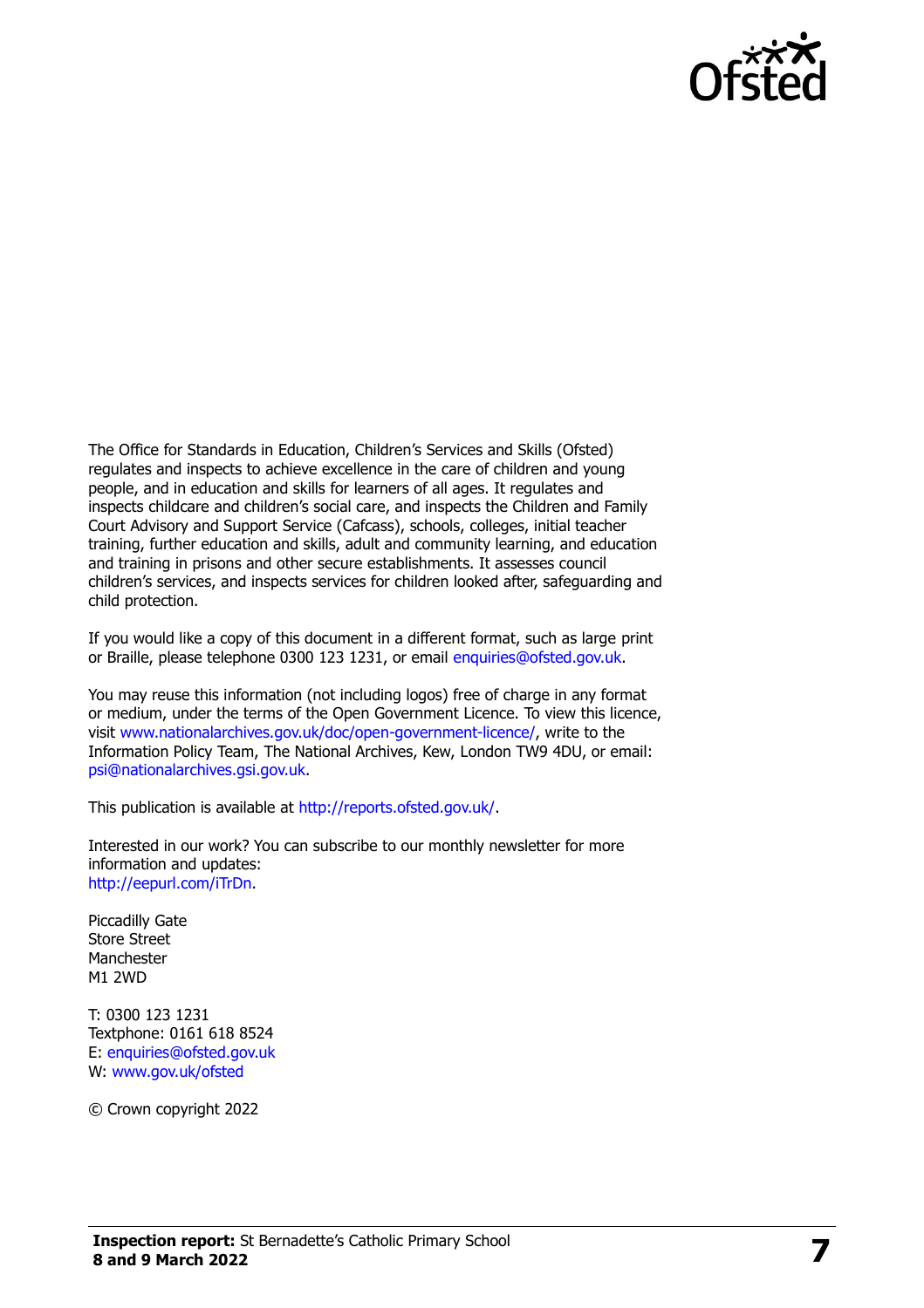The Office for Standards in Education, Children's Services and Skills (Ofsted) regulates and inspects to achieve excellence in the care of children and young people, and in education and skills for learners of all ages. It regulates and inspects childcare and children's social care, and inspects the Children and Family Court Advisory and Support Service (Cafcass), schools, colleges, initial teacher training, further education and skills, adult and community learning, and education and training in prisons and other secure establishments. It assesses council children's services, and inspects services for children looked after, safeguarding and child protection.

If you would like a copy of this document in a different format, such as large print or Braille, please telephone 0300 123 1231, or email enquiries@ofsted.gov.uk.

You may reuse this information (not including logos) free of charge in any format or medium, under the terms of the Open Government Licence. To view this licence, visit www.nationalarchives.gov.uk/doc/open-government-licence/, write to the Information Policy Team, The National Archives, Kew, London TW9 4DU, or email: psi@nationalarchives.gsi.gov.uk.

This publication is available at http://reports.ofsted.gov.uk/.

Interested in our work? You can subscribe to our monthly newsletter for more information and updates:
http://eepurl.com/iTrDn.

Piccadilly Gate
Store Street
Manchester
M1 2WD

T: 0300 123 1231
Textphone: 0161 618 8524
E: enquiries@ofsted.gov.uk
W: www.gov.uk/ofsted

© Crown copyright 2022